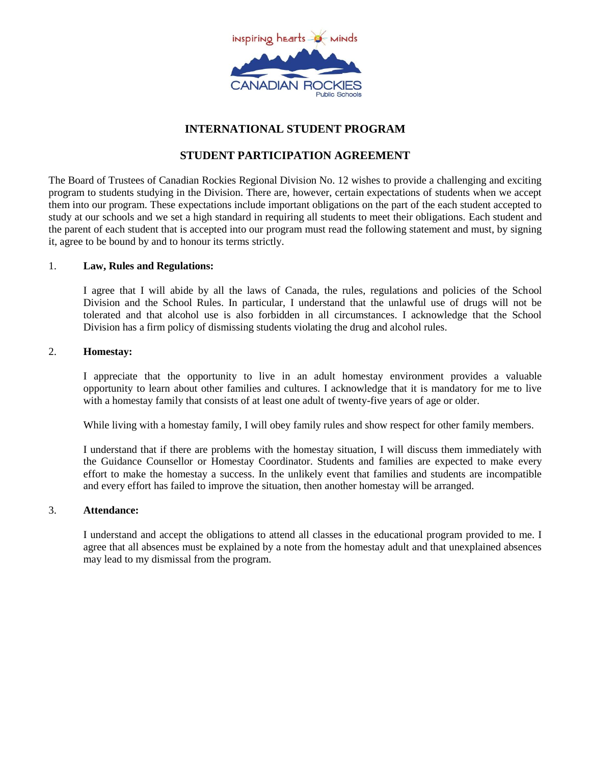inspiring hearts minds

CANADIAN ROCKIES
Public Schools

## INTERNATIONAL STUDENT PROGRAM

## STUDENT PARTICIPATION AGREEMENT

The Board of Trustees of Canadian Rockies Regional Division No. 12 wishes to provide a challenging and exciting program to students studying in the Division. There are, however, certain expectations of students when we accept them into our program. These expectations include important obligations on the part of the each student accepted to study at our schools and we set a high standard in requiring all students to meet their obligations. Each student and the parent of each student that is accepted into our program must read the following statement and must, by signing it, agree to be bound by and to honour its terms strictly.

1. **Law, Rules and Regulations:**

   I agree that I will abide by all the laws of Canada, the rules, regulations and policies of the School Division and the School Rules. In particular, I understand that the unlawful use of drugs will not be tolerated and that alcohol use is also forbidden in all circumstances. I acknowledge that the School Division has a firm policy of dismissing students violating the drug and alcohol rules.

2. **Homestay:**

   I appreciate that the opportunity to live in an adult homestay environment provides a valuable opportunity to learn about other families and cultures. I acknowledge that it is mandatory for me to live with a homestay family that consists of at least one adult of twenty-five years of age or older.

   While living with a homestay family, I will obey family rules and show respect for other family members.

   I understand that if there are problems with the homestay situation, I will discuss them immediately with the Guidance Counsellor or Homestay Coordinator. Students and families are expected to make every effort to make the homestay a success. In the unlikely event that families and students are incompatible and every effort has failed to improve the situation, then another homestay will be arranged.

3. **Attendance:**

   I understand and accept the obligations to attend all classes in the educational program provided to me. I agree that all absences must be explained by a note from the homestay adult and that unexplained absences may lead to my dismissal from the program.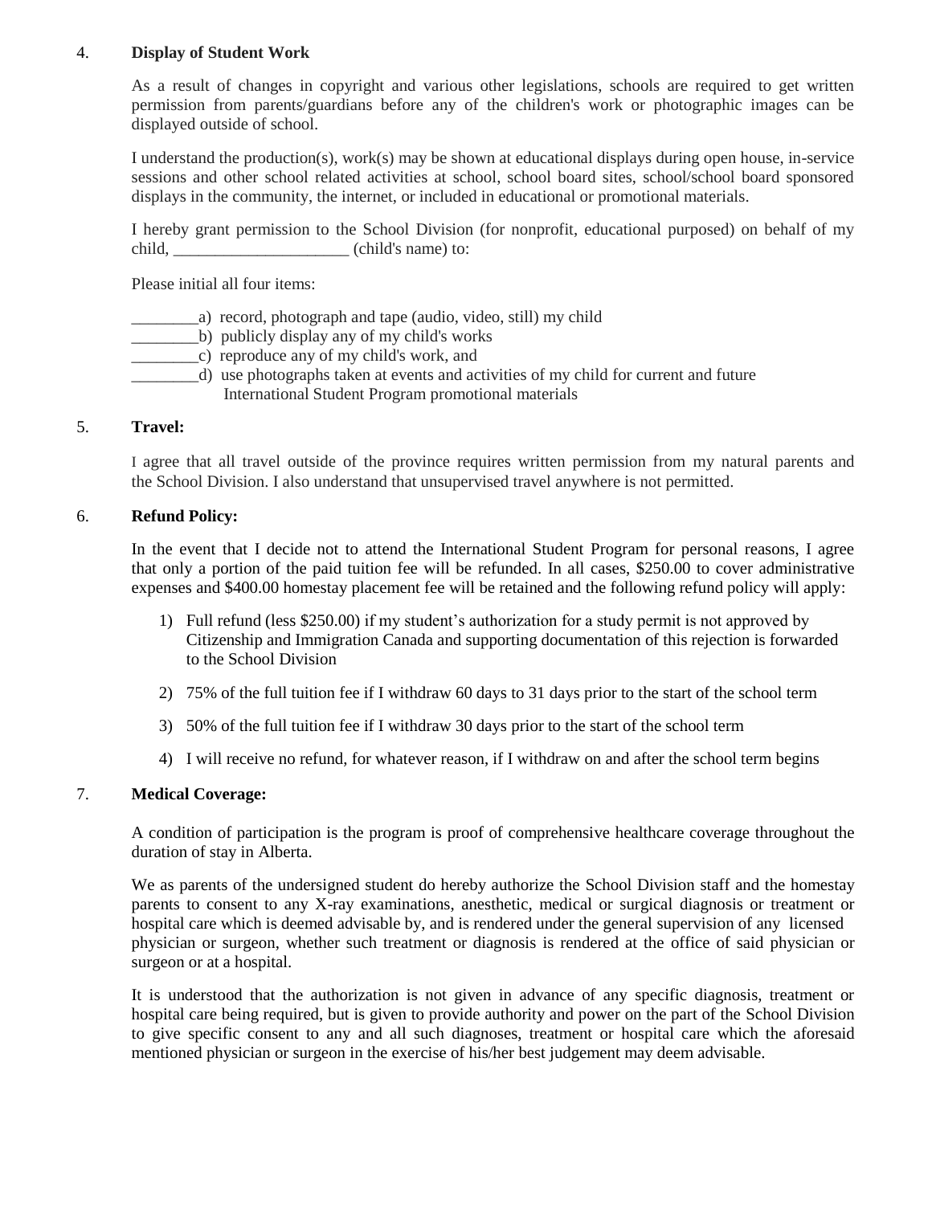4. **Display of Student Work**

As a result of changes in copyright and various other legislations, schools are required to get written permission from parents/guardians before any of the children's work or photographic images can be displayed outside of school.

I understand the production(s), work(s) may be shown at educational displays during open house, in-service sessions and other school related activities at school, school board sites, school/school board sponsored displays in the community, the internet, or included in educational or promotional materials.

I hereby grant permission to the School Division (for nonprofit, educational purposed) on behalf of my child, _____________________ (child's name) to:

Please initial all four items:

________a) record, photograph and tape (audio, video, still) my child
________b) publicly display any of my child's works
________c) reproduce any of my child's work, and
________d) use photographs taken at events and activities of my child for current and future International Student Program promotional materials

5. **Travel:**

I agree that all travel outside of the province requires written permission from my natural parents and the School Division. I also understand that unsupervised travel anywhere is not permitted.

6. **Refund Policy:**

In the event that I decide not to attend the International Student Program for personal reasons, I agree that only a portion of the paid tuition fee will be refunded. In all cases, $250.00 to cover administrative expenses and $400.00 homestay placement fee will be retained and the following refund policy will apply:

1) Full refund (less $250.00) if my student's authorization for a study permit is not approved by Citizenship and Immigration Canada and supporting documentation of this rejection is forwarded to the School Division

2) 75% of the full tuition fee if I withdraw 60 days to 31 days prior to the start of the school term

3) 50% of the full tuition fee if I withdraw 30 days prior to the start of the school term

4) I will receive no refund, for whatever reason, if I withdraw on and after the school term begins

7. **Medical Coverage:**

A condition of participation is the program is proof of comprehensive healthcare coverage throughout the duration of stay in Alberta.

We as parents of the undersigned student do hereby authorize the School Division staff and the homestay parents to consent to any X-ray examinations, anesthetic, medical or surgical diagnosis or treatment or hospital care which is deemed advisable by, and is rendered under the general supervision of any licensed physician or surgeon, whether such treatment or diagnosis is rendered at the office of said physician or surgeon or at a hospital.

It is understood that the authorization is not given in advance of any specific diagnosis, treatment or hospital care being required, but is given to provide authority and power on the part of the School Division to give specific consent to any and all such diagnoses, treatment or hospital care which the aforesaid mentioned physician or surgeon in the exercise of his/her best judgement may deem advisable.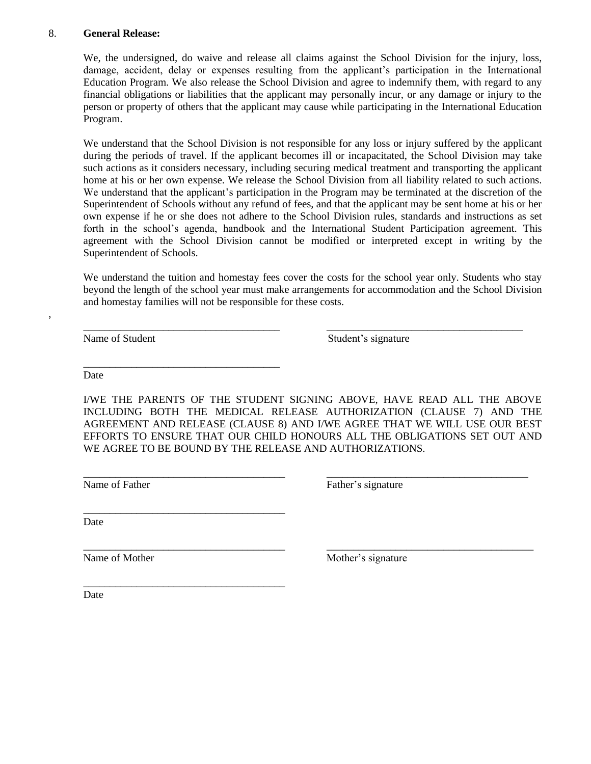8. **General Release:**

We, the undersigned, do waive and release all claims against the School Division for the injury, loss, damage, accident, delay or expenses resulting from the applicant's participation in the International Education Program. We also release the School Division and agree to indemnify them, with regard to any financial obligations or liabilities that the applicant may personally incur, or any damage or injury to the person or property of others that the applicant may cause while participating in the International Education Program.

We understand that the School Division is not responsible for any loss or injury suffered by the applicant during the periods of travel. If the applicant becomes ill or incapacitated, the School Division may take such actions as it considers necessary, including securing medical treatment and transporting the applicant home at his or her own expense. We release the School Division from all liability related to such actions. We understand that the applicant's participation in the Program may be terminated at the discretion of the Superintendent of Schools without any refund of fees, and that the applicant may be sent home at his or her own expense if he or she does not adhere to the School Division rules, standards and instructions as set forth in the school's agenda, handbook and the International Student Participation agreement. This agreement with the School Division cannot be modified or interpreted except in writing by the Superintendent of Schools.

We understand the tuition and homestay fees cover the costs for the school year only. Students who stay beyond the length of the school year must make arrangements for accommodation and the School Division and homestay families will not be responsible for these costs.

,

______________________________________ ______________________________________
Name of Student Student's signature

______________________________________
Date

I/WE THE PARENTS OF THE STUDENT SIGNING ABOVE, HAVE READ ALL THE ABOVE INCLUDING BOTH THE MEDICAL RELEASE AUTHORIZATION (CLAUSE 7) AND THE AGREEMENT AND RELEASE (CLAUSE 8) AND I/WE AGREE THAT WE WILL USE OUR BEST EFFORTS TO ENSURE THAT OUR CHILD HONOURS ALL THE OBLIGATIONS SET OUT AND WE AGREE TO BE BOUND BY THE RELEASE AND AUTHORIZATIONS.

______________________________________ ______________________________________
Name of Father Father's signature

______________________________________
Date

______________________________________ ______________________________________
Name of Mother Mother's signature

______________________________________
Date